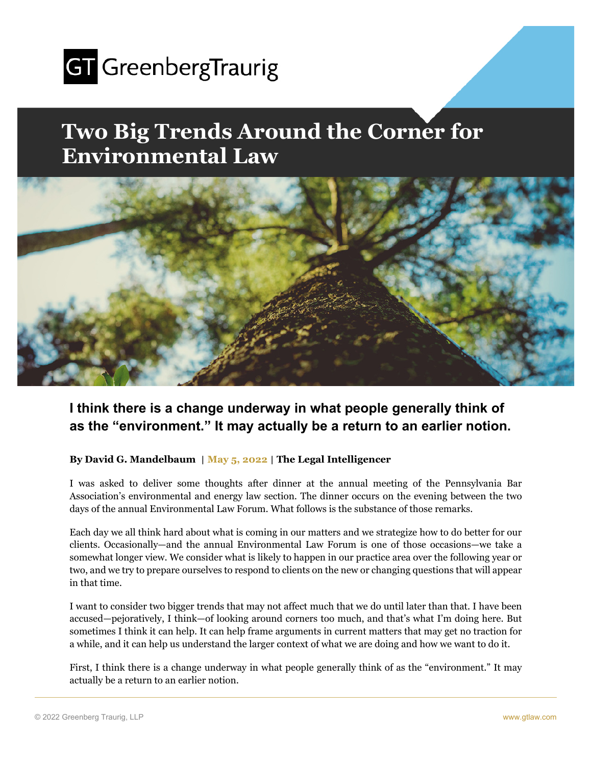# Two Big Trends Around the Corner for Environmental Law

### I think there is a change underway in what people generally think of as the "environment." It may actually be a return to an earlier notion.

**By David G. Mandelbaum** | May 5, 2022 | **The Legal Intelligencer**

I was asked to deliver some thoughts after dinner at the annual meeting of the Pennsylvania Bar Association's environmental and energy law section. The dinner occurs on the evening between the two days of the annual Environmental Law Forum. What follows is the substance of those remarks.

Each day we all think hard about what is coming in our matters and we strategize how to do better for our clients. Occasionally—and the annual Environmental Law Forum is one of those occasions—we take a somewhat longer view. We consider what is likely to happen in our practice area over the following year or two, and we try to prepare ourselves to respond to clients on the new or changing questions that will appear in that time.

I want to consider two bigger trends that may not affect much that we do until later than that. I have been accused—pejoratively, I think—of looking around corners too much, and that's what I'm doing here. But sometimes I think it can help. It can help frame arguments in current matters that may get no traction for a while, and it can help us understand the larger context of what we are doing and how we want to do it.

First, I think there is a change underway in what people generally think of as the "environment." It may actually be a return to an earlier notion.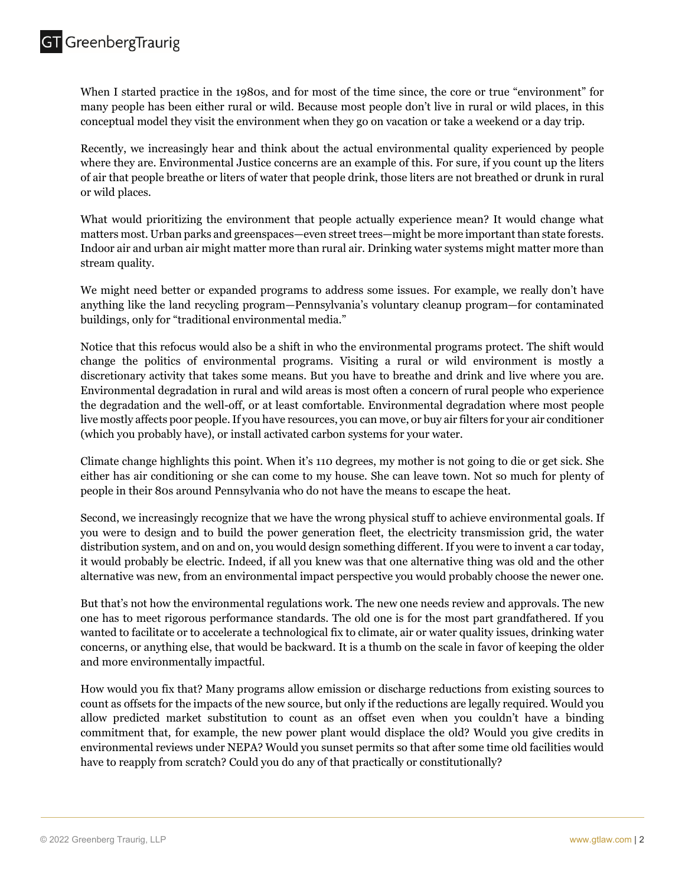When I started practice in the 1980s, and for most of the time since, the core or true "environment" for many people has been either rural or wild. Because most people don't live in rural or wild places, in this conceptual model they visit the environment when they go on vacation or take a weekend or a day trip.

Recently, we increasingly hear and think about the actual environmental quality experienced by people where they are. Environmental Justice concerns are an example of this. For sure, if you count up the liters of air that people breathe or liters of water that people drink, those liters are not breathed or drunk in rural or wild places.

What would prioritizing the environment that people actually experience mean? It would change what matters most. Urban parks and greenspaces—even street trees—might be more important than state forests. Indoor air and urban air might matter more than rural air. Drinking water systems might matter more than stream quality.

We might need better or expanded programs to address some issues. For example, we really don't have anything like the land recycling program—Pennsylvania's voluntary cleanup program—for contaminated buildings, only for "traditional environmental media."

Notice that this refocus would also be a shift in who the environmental programs protect. The shift would change the politics of environmental programs. Visiting a rural or wild environment is mostly a discretionary activity that takes some means. But you have to breathe and drink and live where you are. Environmental degradation in rural and wild areas is most often a concern of rural people who experience the degradation and the well-off, or at least comfortable. Environmental degradation where most people live mostly affects poor people. If you have resources, you can move, or buy air filters for your air conditioner (which you probably have), or install activated carbon systems for your water.

Climate change highlights this point. When it's 110 degrees, my mother is not going to die or get sick. She either has air conditioning or she can come to my house. She can leave town. Not so much for plenty of people in their 80s around Pennsylvania who do not have the means to escape the heat.

Second, we increasingly recognize that we have the wrong physical stuff to achieve environmental goals. If you were to design and to build the power generation fleet, the electricity transmission grid, the water distribution system, and on and on, you would design something different. If you were to invent a car today, it would probably be electric. Indeed, if all you knew was that one alternative thing was old and the other alternative was new, from an environmental impact perspective you would probably choose the newer one.

But that's not how the environmental regulations work. The new one needs review and approvals. The new one has to meet rigorous performance standards. The old one is for the most part grandfathered. If you wanted to facilitate or to accelerate a technological fix to climate, air or water quality issues, drinking water concerns, or anything else, that would be backward. It is a thumb on the scale in favor of keeping the older and more environmentally impactful.

How would you fix that? Many programs allow emission or discharge reductions from existing sources to count as offsets for the impacts of the new source, but only if the reductions are legally required. Would you allow predicted market substitution to count as an offset even when you couldn't have a binding commitment that, for example, the new power plant would displace the old? Would you give credits in environmental reviews under NEPA? Would you sunset permits so that after some time old facilities would have to reapply from scratch? Could you do any of that practically or constitutionally?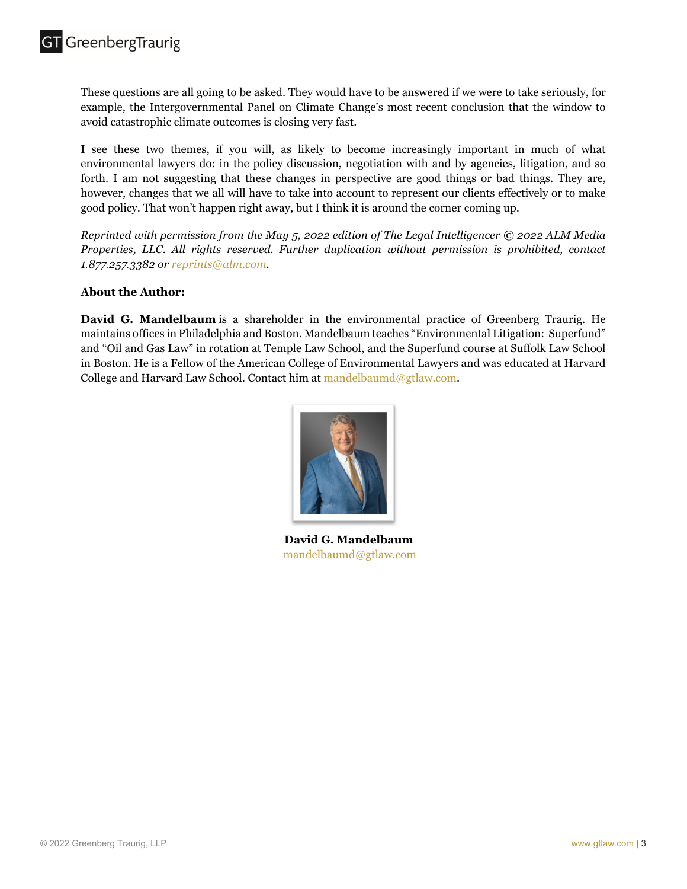These questions are all going to be asked. They would have to be answered if we were to take seriously, for example, the Intergovernmental Panel on Climate Change's most recent conclusion that the window to avoid catastrophic climate outcomes is closing very fast.

I see these two themes, if you will, as likely to become increasingly important in much of what environmental lawyers do: in the policy discussion, negotiation with and by agencies, litigation, and so forth. I am not suggesting that these changes in perspective are good things or bad things. They are, however, changes that we all will have to take into account to represent our clients effectively or to make good policy. That won't happen right away, but I think it is around the corner coming up.

*Reprinted with permission from the May 5, 2022 edition of The Legal Intelligencer © 2022 ALM Media Properties, LLC. All rights reserved. Further duplication without permission is prohibited, contact 1.877.257.3382 or reprints@alm.com.*

**About the Author:**

**David G. Mandelbaum** is a shareholder in the environmental practice of Greenberg Traurig. He maintains offices in Philadelphia and Boston. Mandelbaum teaches "Environmental Litigation: Superfund" and "Oil and Gas Law" in rotation at Temple Law School, and the Superfund course at Suffolk Law School in Boston. He is a Fellow of the American College of Environmental Lawyers and was educated at Harvard College and Harvard Law School. Contact him at mandelbaumd@gtlaw.com.

**David G. Mandelbaum**
mandelbaumd@gtlaw.com